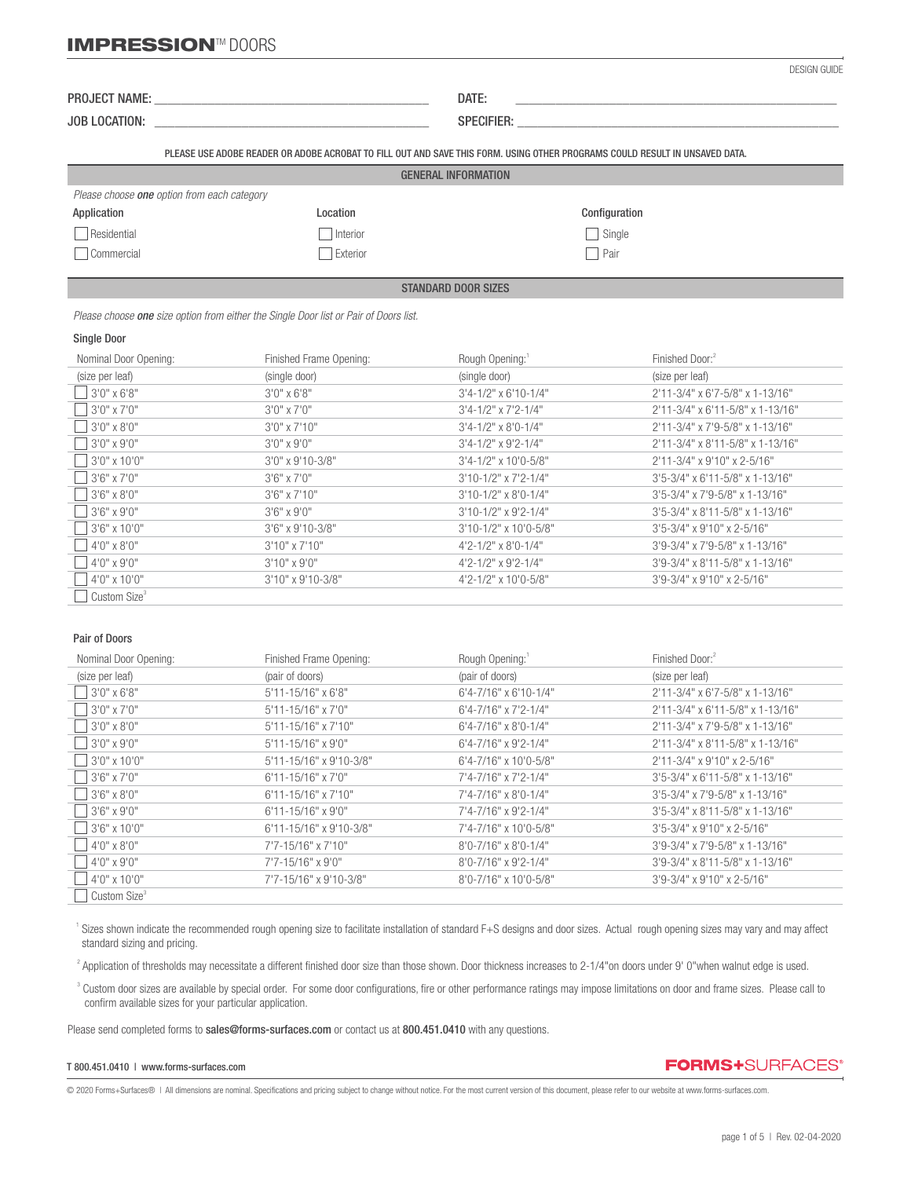# IMPRESSION™ DOORS

DESIGN GUIDE

PROJECT NAME: ____________________ DATE: ____________________

JOB LOCATION: ____________________ SPECIFIER: ____________________

PLEASE USE ADOBE READER OR ADOBE ACROBAT TO FILL OUT AND SAVE THIS FORM. USING OTHER PROGRAMS COULD RESULT IN UNSAVED DATA.

## GENERAL INFORMATION

*Please choose **one** option from each category*

| Application | Location | Configuration |
|---|---|---|
| ☐ Residential | ☐ Interior | ☐ Single |
| ☐ Commercial | ☐ Exterior | ☐ Pair |

## STANDARD DOOR SIZES

*Please choose **one** size option from either the Single Door list or Pair of Doors list.*

### Single Door

| Nominal Door Opening: (size per leaf) | Finished Frame Opening: (single door) | Rough Opening:[1] (single door) | Finished Door:[2] (size per leaf) |
|---|---|---|---|
| ☐ 3'0" x 6'8" | 3'0" x 6'8" | 3'4-1/2" x 6'10-1/4" | 2'11-3/4" x 6'7-5/8" x 1-13/16" |
| ☐ 3'0" x 7'0" | 3'0" x 7'0" | 3'4-1/2" x 7'2-1/4" | 2'11-3/4" x 6'11-5/8" x 1-13/16" |
| ☐ 3'0" x 8'0" | 3'0" x 7'10" | 3'4-1/2" x 8'0-1/4" | 2'11-3/4" x 7'9-5/8" x 1-13/16" |
| ☐ 3'0" x 9'0" | 3'0" x 9'0" | 3'4-1/2" x 9'2-1/4" | 2'11-3/4" x 8'11-5/8" x 1-13/16" |
| ☐ 3'0" x 10'0" | 3'0" x 9'10-3/8" | 3'4-1/2" x 10'0-5/8" | 2'11-3/4" x 9'10" x 2-5/16" |
| ☐ 3'6" x 7'0" | 3'6" x 7'0" | 3'10-1/2" x 7'2-1/4" | 3'5-3/4" x 6'11-5/8" x 1-13/16" |
| ☐ 3'6" x 8'0" | 3'6" x 7'10" | 3'10-1/2" x 8'0-1/4" | 3'5-3/4" x 7'9-5/8" x 1-13/16" |
| ☐ 3'6" x 9'0" | 3'6" x 9'0" | 3'10-1/2" x 9'2-1/4" | 3'5-3/4" x 8'11-5/8" x 1-13/16" |
| ☐ 3'6" x 10'0" | 3'6" x 9'10-3/8" | 3'10-1/2" x 10'0-5/8" | 3'5-3/4" x 9'10" x 2-5/16" |
| ☐ 4'0" x 8'0" | 3'10" x 7'10" | 4'2-1/2" x 8'0-1/4" | 3'9-3/4" x 7'9-5/8" x 1-13/16" |
| ☐ 4'0" x 9'0" | 3'10" x 9'0" | 4'2-1/2" x 9'2-1/4" | 3'9-3/4" x 8'11-5/8" x 1-13/16" |
| ☐ 4'0" x 10'0" | 3'10" x 9'10-3/8" | 4'2-1/2" x 10'0-5/8" | 3'9-3/4" x 9'10" x 2-5/16" |
| ☐ Custom Size[3] | | | |

### Pair of Doors

| Nominal Door Opening: (size per leaf) | Finished Frame Opening: (pair of doors) | Rough Opening:[1] (pair of doors) | Finished Door:[2] (size per leaf) |
|---|---|---|---|
| ☐ 3'0" x 6'8" | 5'11-15/16" x 6'8" | 6'4-7/16" x 6'10-1/4" | 2'11-3/4" x 6'7-5/8" x 1-13/16" |
| ☐ 3'0" x 7'0" | 5'11-15/16" x 7'0" | 6'4-7/16" x 7'2-1/4" | 2'11-3/4" x 6'11-5/8" x 1-13/16" |
| ☐ 3'0" x 8'0" | 5'11-15/16" x 7'10" | 6'4-7/16" x 8'0-1/4" | 2'11-3/4" x 7'9-5/8" x 1-13/16" |
| ☐ 3'0" x 9'0" | 5'11-15/16" x 9'0" | 6'4-7/16" x 9'2-1/4" | 2'11-3/4" x 8'11-5/8" x 1-13/16" |
| ☐ 3'0" x 10'0" | 5'11-15/16" x 9'10-3/8" | 6'4-7/16" x 10'0-5/8" | 2'11-3/4" x 9'10" x 2-5/16" |
| ☐ 3'6" x 7'0" | 6'11-15/16" x 7'0" | 7'4-7/16" x 7'2-1/4" | 3'5-3/4" x 6'11-5/8" x 1-13/16" |
| ☐ 3'6" x 8'0" | 6'11-15/16" x 7'10" | 7'4-7/16" x 8'0-1/4" | 3'5-3/4" x 7'9-5/8" x 1-13/16" |
| ☐ 3'6" x 9'0" | 6'11-15/16" x 9'0" | 7'4-7/16" x 9'2-1/4" | 3'5-3/4" x 8'11-5/8" x 1-13/16" |
| ☐ 3'6" x 10'0" | 6'11-15/16" x 9'10-3/8" | 7'4-7/16" x 10'0-5/8" | 3'5-3/4" x 9'10" x 2-5/16" |
| ☐ 4'0" x 8'0" | 7'7-15/16" x 7'10" | 8'0-7/16" x 8'0-1/4" | 3'9-3/4" x 7'9-5/8" x 1-13/16" |
| ☐ 4'0" x 9'0" | 7'7-15/16" x 9'0" | 8'0-7/16" x 9'2-1/4" | 3'9-3/4" x 8'11-5/8" x 1-13/16" |
| ☐ 4'0" x 10'0" | 7'7-15/16" x 9'10-3/8" | 8'0-7/16" x 10'0-5/8" | 3'9-3/4" x 9'10" x 2-5/16" |
| ☐ Custom Size[3] | | | |

[1] Sizes shown indicate the recommended rough opening size to facilitate installation of standard F+S designs and door sizes. Actual rough opening sizes may vary and may affect standard sizing and pricing.

[2] Application of thresholds may necessitate a different finished door size than those shown. Door thickness increases to 2-1/4"on doors under 9' 0"when walnut edge is used.

[3] Custom door sizes are available by special order. For some door configurations, fire or other performance ratings may impose limitations on door and frame sizes. Please call to confirm available sizes for your particular application.

Please send completed forms to **sales@forms-surfaces.com** or contact us at **800.451.0410** with any questions.

T 800.451.0410 | www.forms-surfaces.com

**FORMS+SURFACES®**

© 2020 Forms+Surfaces® | All dimensions are nominal. Specifications and pricing subject to change without notice. For the most current version of this document, please refer to our website at www.forms-surfaces.com.

Rev. 02-04-2020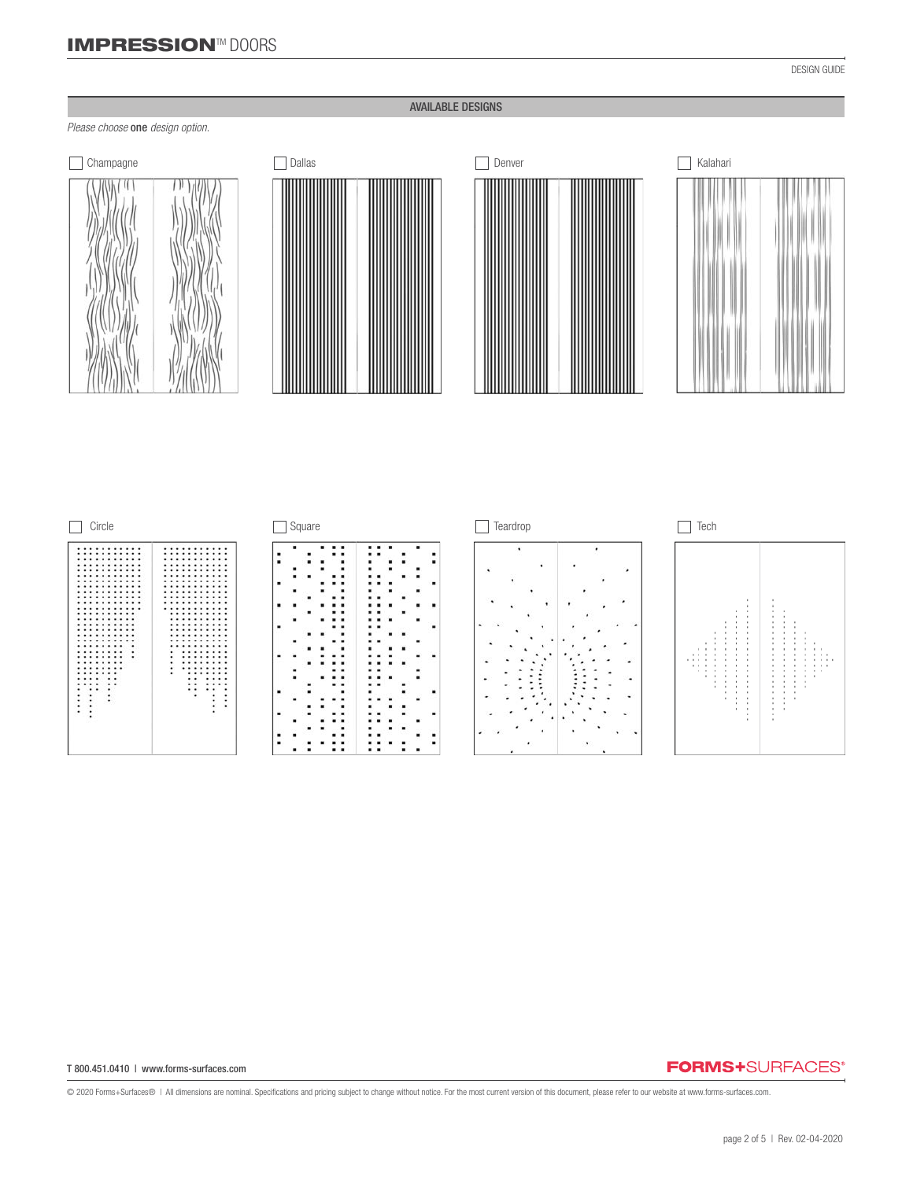DESIGN GUIDE

## AVAILABLE DESIGNS

*Please choose* **one** *design option.*

- ☐ Champagne
- ☐ Dallas
- ☐ Denver
- ☐ Kalahari
- ☐ Circle
- ☐ Square
- ☐ Teardrop
- ☐ Tech

T 800.451.0410 | www.forms-surfaces.com

FORMS+SURFACES®

© 2020 Forms+Surfaces® | All dimensions are nominal. Specifications and pricing subject to change without notice. For the most current version of this document, please refer to our website at www.forms-surfaces.com.

Rev. 02-04-2020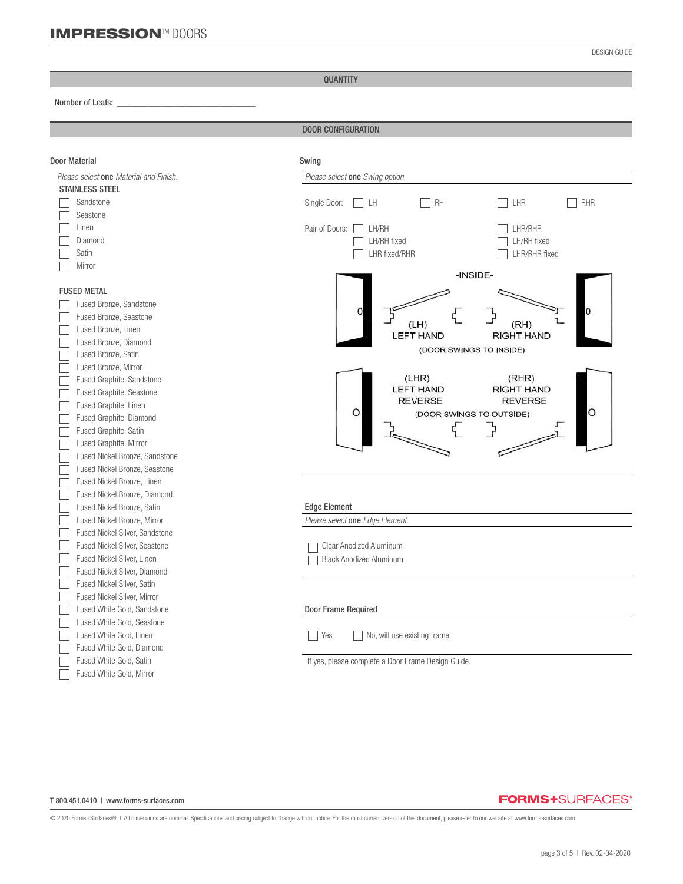# IMPRESSION™ DOORS

DESIGN GUIDE

## QUANTITY

Number of Leafs: ______________________________

## DOOR CONFIGURATION

### Door Material

*Please select* **one** *Material and Finish.*

**STAINLESS STEEL**

- ☐ Sandstone
- ☐ Seastone
- ☐ Linen
- ☐ Diamond
- ☐ Satin
- ☐ Mirror

**FUSED METAL**

- ☐ Fused Bronze, Sandstone
- ☐ Fused Bronze, Seastone
- ☐ Fused Bronze, Linen
- ☐ Fused Bronze, Diamond
- ☐ Fused Bronze, Satin
- ☐ Fused Bronze, Mirror
- ☐ Fused Graphite, Sandstone
- ☐ Fused Graphite, Seastone
- ☐ Fused Graphite, Linen
- ☐ Fused Graphite, Diamond
- ☐ Fused Graphite, Satin
- ☐ Fused Graphite, Mirror
- ☐ Fused Nickel Bronze, Sandstone
- ☐ Fused Nickel Bronze, Seastone
- ☐ Fused Nickel Bronze, Linen
- ☐ Fused Nickel Bronze, Diamond
- ☐ Fused Nickel Bronze, Satin
- ☐ Fused Nickel Bronze, Mirror
- ☐ Fused Nickel Silver, Sandstone
- ☐ Fused Nickel Silver, Seastone
- ☐ Fused Nickel Silver, Linen
- ☐ Fused Nickel Silver, Diamond
- ☐ Fused Nickel Silver, Satin
- ☐ Fused Nickel Silver, Mirror
- ☐ Fused White Gold, Sandstone
- ☐ Fused White Gold, Seastone
- ☐ Fused White Gold, Linen
- ☐ Fused White Gold, Diamond
- ☐ Fused White Gold, Satin
- ☐ Fused White Gold, Mirror

### Swing

*Please select* **one** *Swing option.*

Single Door: ☐ LH ☐ RH ☐ LHR ☐ RHR

Pair of Doors:

- ☐ LH/RH
- ☐ LH/RH fixed
- ☐ LHR fixed/RHR
- ☐ LHR/RHR
- ☐ LH/RH fixed
- ☐ LHR/RHR fixed

-INSIDE-

(LH) LEFT HAND

(RH) RIGHT HAND

(DOOR SWINGS TO INSIDE)

(LHR) LEFT HAND REVERSE

(RHR) RIGHT HAND REVERSE

(DOOR SWINGS TO OUTSIDE)

### Edge Element

*Please select* **one** *Edge Element.*

- ☐ Clear Anodized Aluminum
- ☐ Black Anodized Aluminum

### Door Frame Required

☐ Yes ☐ No, will use existing frame

If yes, please complete a Door Frame Design Guide.

T 800.451.0410 | www.forms-surfaces.com

FORMS+SURFACES®

© 2020 Forms+Surfaces® | All dimensions are nominal. Specifications and pricing subject to change without notice. For the most current version of this document, please refer to our website at www.forms-surfaces.com.

Rev. 02-04-2020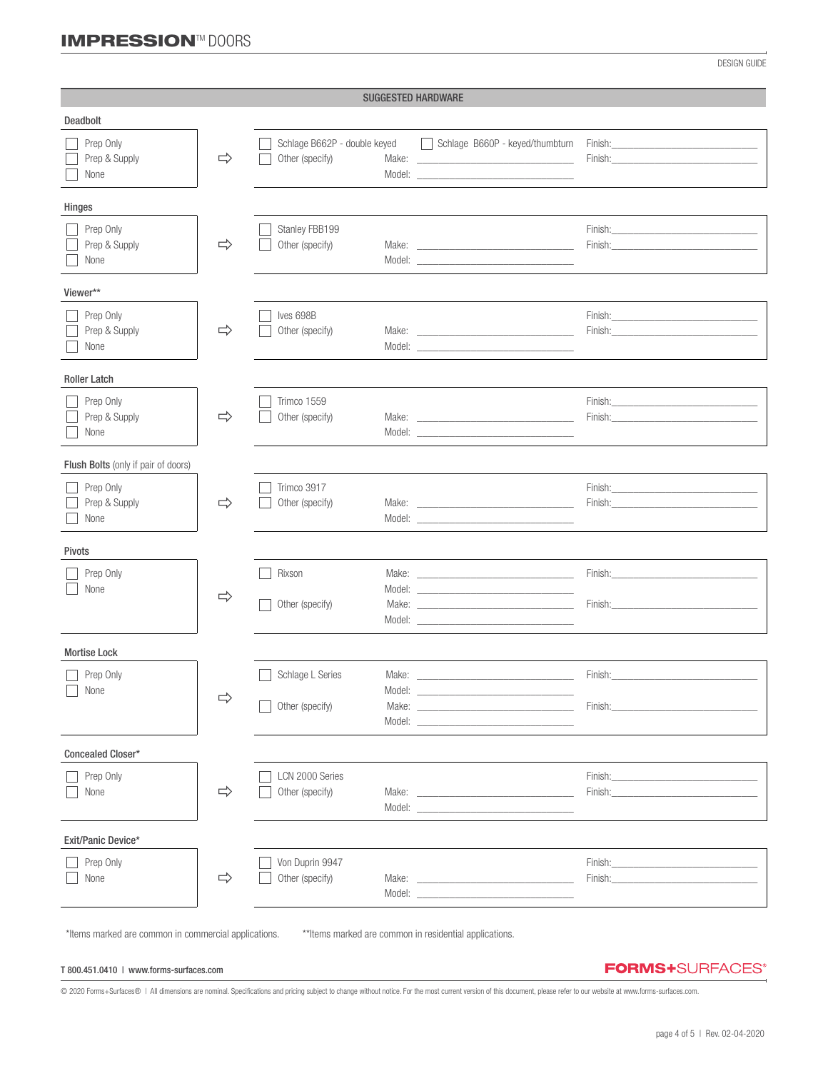DESIGN GUIDE

## SUGGESTED HARDWARE

### Deadbolt

| Option | | Suggested Hardware | | Finish |
|---|---|---|---|---|
| ☐ Prep Only | ⇨ | ☐ Schlage B662P - double keyed | ☐ Schlage B660P - keyed/thumbturn | Finish: |
| ☐ Prep & Supply | | ☐ Other (specify) | Make: | Finish: |
| ☐ None | | | Model: | |

### Hinges

| Option | | Suggested Hardware | | Finish |
|---|---|---|---|---|
| ☐ Prep Only | ⇨ | ☐ Stanley FBB199 | | Finish: |
| ☐ Prep & Supply | | ☐ Other (specify) | Make: | Finish: |
| ☐ None | | | Model: | |

### Viewer**

| Option | | Suggested Hardware | | Finish |
|---|---|---|---|---|
| ☐ Prep Only | ⇨ | ☐ Ives 698B | | Finish: |
| ☐ Prep & Supply | | ☐ Other (specify) | Make: | Finish: |
| ☐ None | | | Model: | |

### Roller Latch

| Option | | Suggested Hardware | | Finish |
|---|---|---|---|---|
| ☐ Prep Only | ⇨ | ☐ Trimco 1559 | | Finish: |
| ☐ Prep & Supply | | ☐ Other (specify) | Make: | Finish: |
| ☐ None | | | Model: | |

### Flush Bolts (only if pair of doors)

| Option | | Suggested Hardware | | Finish |
|---|---|---|---|---|
| ☐ Prep Only | ⇨ | ☐ Trimco 3917 | | Finish: |
| ☐ Prep & Supply | | ☐ Other (specify) | Make: | Finish: |
| ☐ None | | | Model: | |

### Pivots

| Option | | Suggested Hardware | | Finish |
|---|---|---|---|---|
| ☐ Prep Only | ⇨ | ☐ Rixson | Make: | Finish: |
| ☐ None | | | Model: | |
| | | ☐ Other (specify) | Make: | Finish: |
| | | | Model: | |

### Mortise Lock

| Option | | Suggested Hardware | | Finish |
|---|---|---|---|---|
| ☐ Prep Only | ⇨ | ☐ Schlage L Series | Make: | Finish: |
| ☐ None | | | Model: | |
| | | ☐ Other (specify) | Make: | Finish: |
| | | | Model: | |

### Concealed Closer*

| Option | | Suggested Hardware | | Finish |
|---|---|---|---|---|
| ☐ Prep Only | ⇨ | ☐ LCN 2000 Series | | Finish: |
| ☐ None | | ☐ Other (specify) | Make: | Finish: |
| | | | Model: | |

### Exit/Panic Device*

| Option | | Suggested Hardware | | Finish |
|---|---|---|---|---|
| ☐ Prep Only | ⇨ | ☐ Von Duprin 9947 | | Finish: |
| ☐ None | | ☐ Other (specify) | Make: | Finish: |
| | | | Model: | |

*Items marked are common in commercial applications. **Items marked are common in residential applications.

T 800.451.0410 | www.forms-surfaces.com

© 2020 Forms+Surfaces® | All dimensions are nominal. Specifications and pricing subject to change without notice. For the most current version of this document, please refer to our website at www.forms-surfaces.com.

Rev. 02-04-2020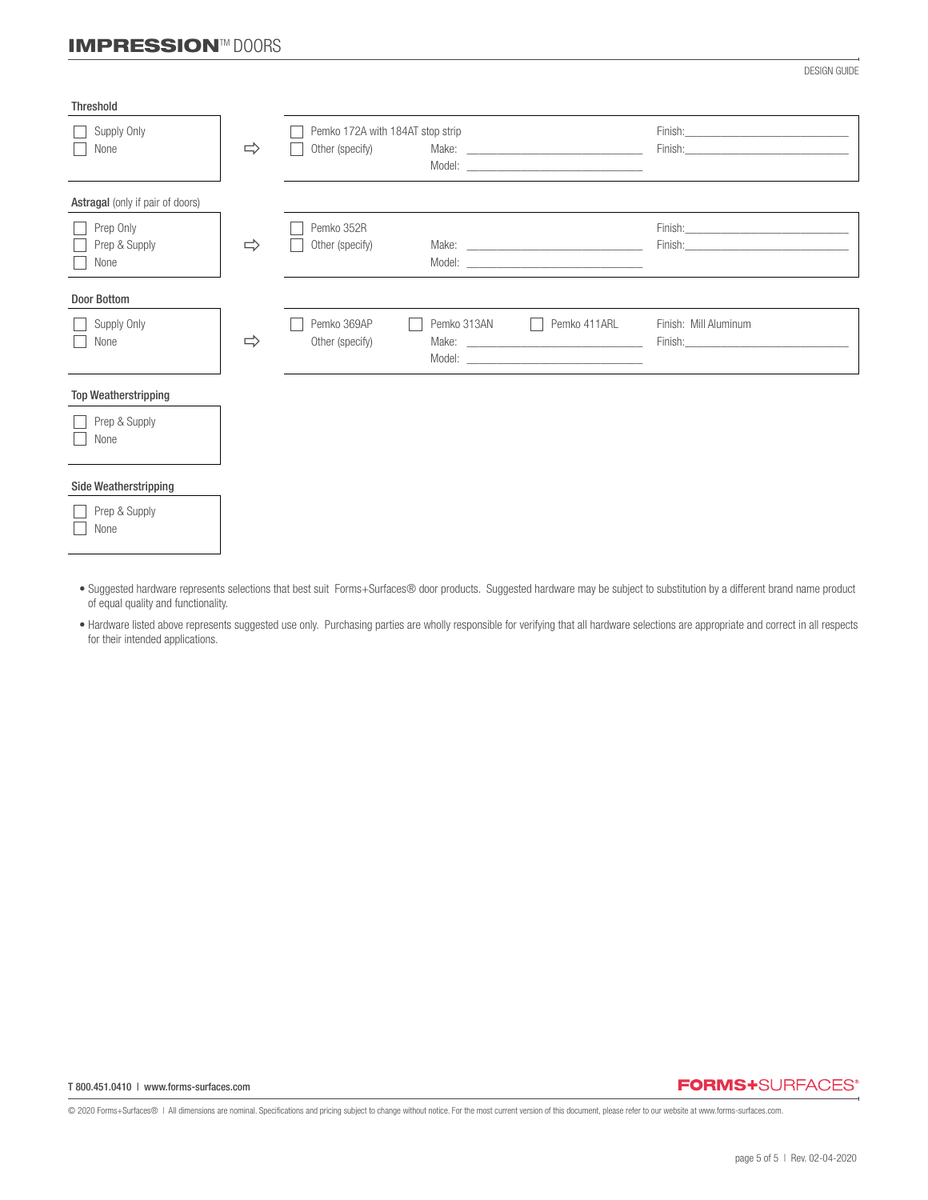### Threshold

- ☐ Supply Only
- ☐ None

⇨

- ☐ Pemko 172A with 184AT stop strip — Finish: ______________________
- ☐ Other (specify) — Make: ______________________ Model: ______________________ — Finish: ______________________

### Astragal (only if pair of doors)

- ☐ Prep Only
- ☐ Prep & Supply
- ☐ None

⇨

- ☐ Pemko 352R — Finish: ______________________
- ☐ Other (specify) — Make: ______________________ Model: ______________________ — Finish: ______________________

### Door Bottom

- ☐ Supply Only
- ☐ None

⇨

- ☐ Pemko 369AP ☐ Pemko 313AN ☐ Pemko 411ARL — Finish: Mill Aluminum
- Other (specify) — Make: ______________________ Model: ______________________ — Finish: ______________________

### Top Weatherstripping

- ☐ Prep & Supply
- ☐ None

### Side Weatherstripping

- ☐ Prep & Supply
- ☐ None

- Suggested hardware represents selections that best suit Forms+Surfaces® door products. Suggested hardware may be subject to substitution by a different brand name product of equal quality and functionality.
- Hardware listed above represents suggested use only. Purchasing parties are wholly responsible for verifying that all hardware selections are appropriate and correct in all respects for their intended applications.